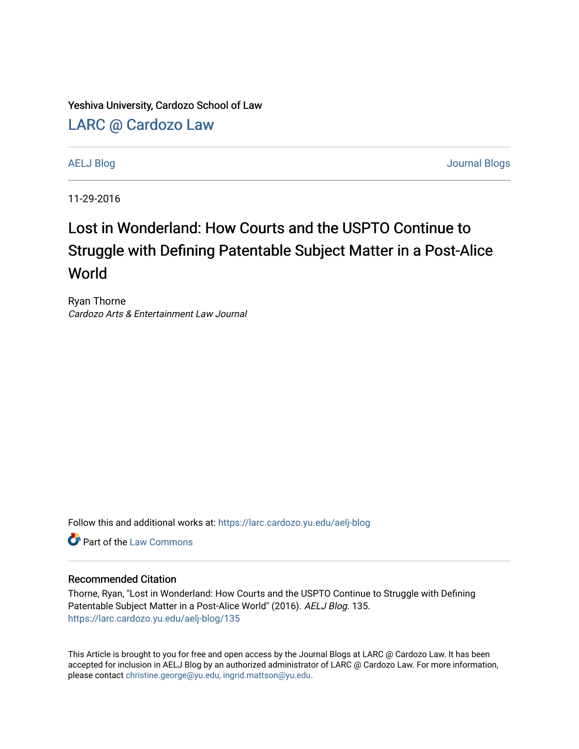Yeshiva University, Cardozo School of Law

LARC @ Cardozo Law

AELJ Blog

Journal Blogs

11-29-2016

# Lost in Wonderland: How Courts and the USPTO Continue to Struggle with Defining Patentable Subject Matter in a Post-Alice World

Ryan Thorne
*Cardozo Arts & Entertainment Law Journal*

Follow this and additional works at: https://larc.cardozo.yu.edu/aelj-blog

Part of the Law Commons

## Recommended Citation

Thorne, Ryan, "Lost in Wonderland: How Courts and the USPTO Continue to Struggle with Defining Patentable Subject Matter in a Post-Alice World" (2016). *AELJ Blog*. 135.
https://larc.cardozo.yu.edu/aelj-blog/135

This Article is brought to you for free and open access by the Journal Blogs at LARC @ Cardozo Law. It has been accepted for inclusion in AELJ Blog by an authorized administrator of LARC @ Cardozo Law. For more information, please contact christine.george@yu.edu, ingrid.mattson@yu.edu.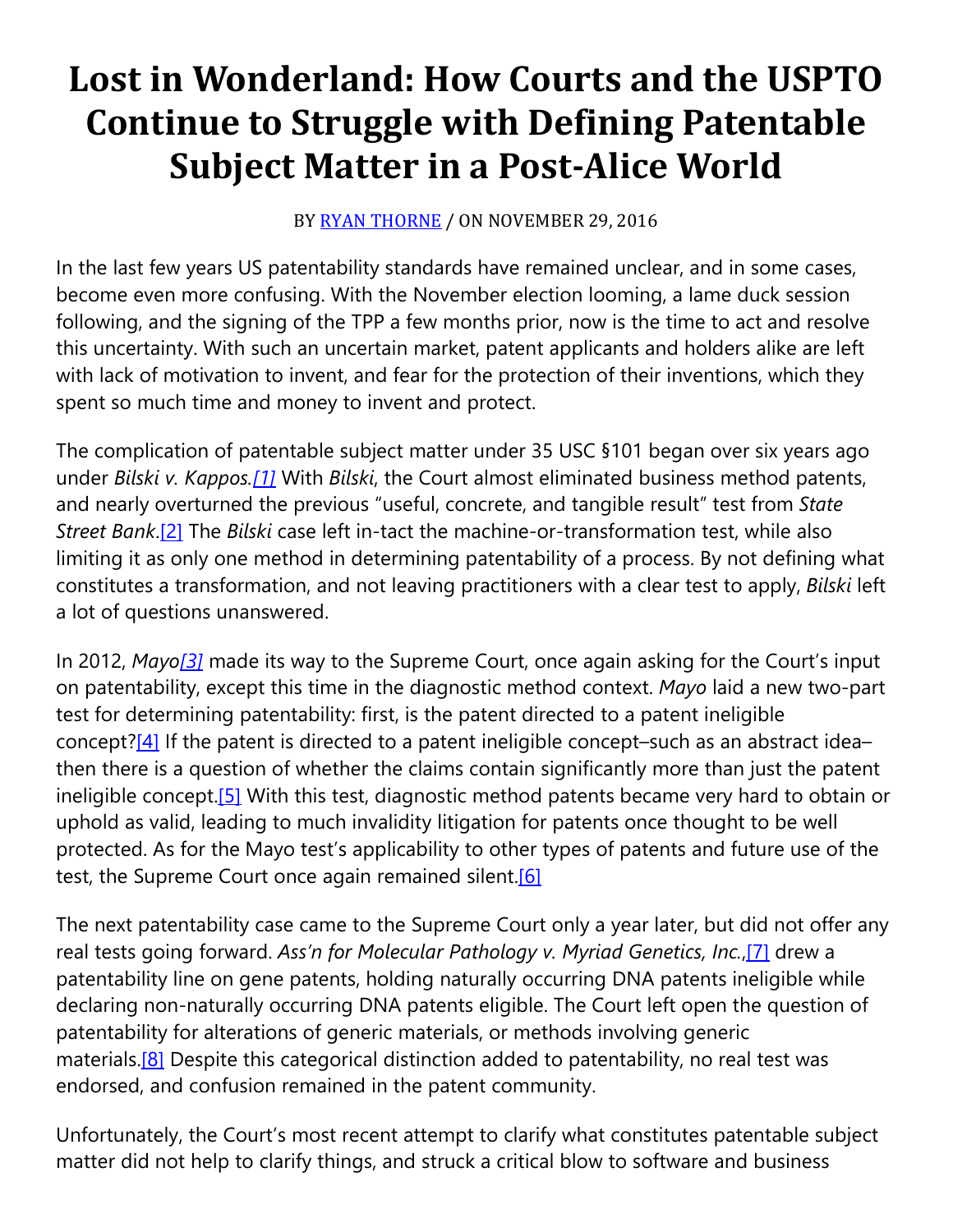# Lost in Wonderland: How Courts and the USPTO Continue to Struggle with Defining Patentable Subject Matter in a Post-Alice World

BY RYAN THORNE / ON NOVEMBER 29, 2016

In the last few years US patentability standards have remained unclear, and in some cases, become even more confusing. With the November election looming, a lame duck session following, and the signing of the TPP a few months prior, now is the time to act and resolve this uncertainty. With such an uncertain market, patent applicants and holders alike are left with lack of motivation to invent, and fear for the protection of their inventions, which they spent so much time and money to invent and protect.

The complication of patentable subject matter under 35 USC §101 began over six years ago under *Bilski v. Kappos.*[1] With *Bilski*, the Court almost eliminated business method patents, and nearly overturned the previous "useful, concrete, and tangible result" test from *State Street Bank*.[2] The *Bilski* case left in-tact the machine-or-transformation test, while also limiting it as only one method in determining patentability of a process. By not defining what constitutes a transformation, and not leaving practitioners with a clear test to apply, *Bilski* left a lot of questions unanswered.

In 2012, *Mayo*[3] made its way to the Supreme Court, once again asking for the Court's input on patentability, except this time in the diagnostic method context. *Mayo* laid a new two-part test for determining patentability: first, is the patent directed to a patent ineligible concept?[4] If the patent is directed to a patent ineligible concept–such as an abstract idea–then there is a question of whether the claims contain significantly more than just the patent ineligible concept.[5] With this test, diagnostic method patents became very hard to obtain or uphold as valid, leading to much invalidity litigation for patents once thought to be well protected. As for the Mayo test's applicability to other types of patents and future use of the test, the Supreme Court once again remained silent.[6]

The next patentability case came to the Supreme Court only a year later, but did not offer any real tests going forward. *Ass'n for Molecular Pathology v. Myriad Genetics, Inc.*,[7] drew a patentability line on gene patents, holding naturally occurring DNA patents ineligible while declaring non-naturally occurring DNA patents eligible. The Court left open the question of patentability for alterations of generic materials, or methods involving generic materials.[8] Despite this categorical distinction added to patentability, no real test was endorsed, and confusion remained in the patent community.

Unfortunately, the Court's most recent attempt to clarify what constitutes patentable subject matter did not help to clarify things, and struck a critical blow to software and business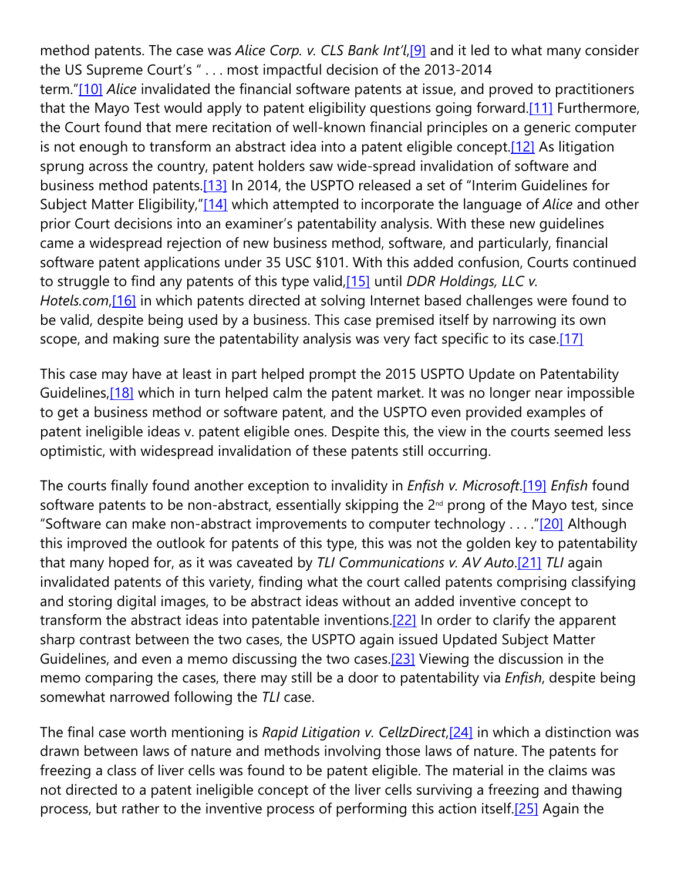method patents. The case was *Alice Corp. v. CLS Bank Int'l*,[9] and it led to what many consider the US Supreme Court's " . . . most impactful decision of the 2013-2014 term."[10] *Alice* invalidated the financial software patents at issue, and proved to practitioners that the Mayo Test would apply to patent eligibility questions going forward.[11] Furthermore, the Court found that mere recitation of well-known financial principles on a generic computer is not enough to transform an abstract idea into a patent eligible concept.[12] As litigation sprung across the country, patent holders saw wide-spread invalidation of software and business method patents.[13] In 2014, the USPTO released a set of "Interim Guidelines for Subject Matter Eligibility,"[14] which attempted to incorporate the language of *Alice* and other prior Court decisions into an examiner's patentability analysis. With these new guidelines came a widespread rejection of new business method, software, and particularly, financial software patent applications under 35 USC §101. With this added confusion, Courts continued to struggle to find any patents of this type valid,[15] until *DDR Holdings, LLC v. Hotels.com*,[16] in which patents directed at solving Internet based challenges were found to be valid, despite being used by a business. This case premised itself by narrowing its own scope, and making sure the patentability analysis was very fact specific to its case.[17]

This case may have at least in part helped prompt the 2015 USPTO Update on Patentability Guidelines,[18] which in turn helped calm the patent market. It was no longer near impossible to get a business method or software patent, and the USPTO even provided examples of patent ineligible ideas v. patent eligible ones. Despite this, the view in the courts seemed less optimistic, with widespread invalidation of these patents still occurring.

The courts finally found another exception to invalidity in *Enfish v. Microsoft*.[19] *Enfish* found software patents to be non-abstract, essentially skipping the 2nd prong of the Mayo test, since "Software can make non-abstract improvements to computer technology . . . ."[20] Although this improved the outlook for patents of this type, this was not the golden key to patentability that many hoped for, as it was caveated by *TLI Communications v. AV Auto*.[21] *TLI* again invalidated patents of this variety, finding what the court called patents comprising classifying and storing digital images, to be abstract ideas without an added inventive concept to transform the abstract ideas into patentable inventions.[22] In order to clarify the apparent sharp contrast between the two cases, the USPTO again issued Updated Subject Matter Guidelines, and even a memo discussing the two cases.[23] Viewing the discussion in the memo comparing the cases, there may still be a door to patentability via *Enfish*, despite being somewhat narrowed following the *TLI* case.

The final case worth mentioning is *Rapid Litigation v. CellzDirect*,[24] in which a distinction was drawn between laws of nature and methods involving those laws of nature. The patents for freezing a class of liver cells was found to be patent eligible. The material in the claims was not directed to a patent ineligible concept of the liver cells surviving a freezing and thawing process, but rather to the inventive process of performing this action itself.[25] Again the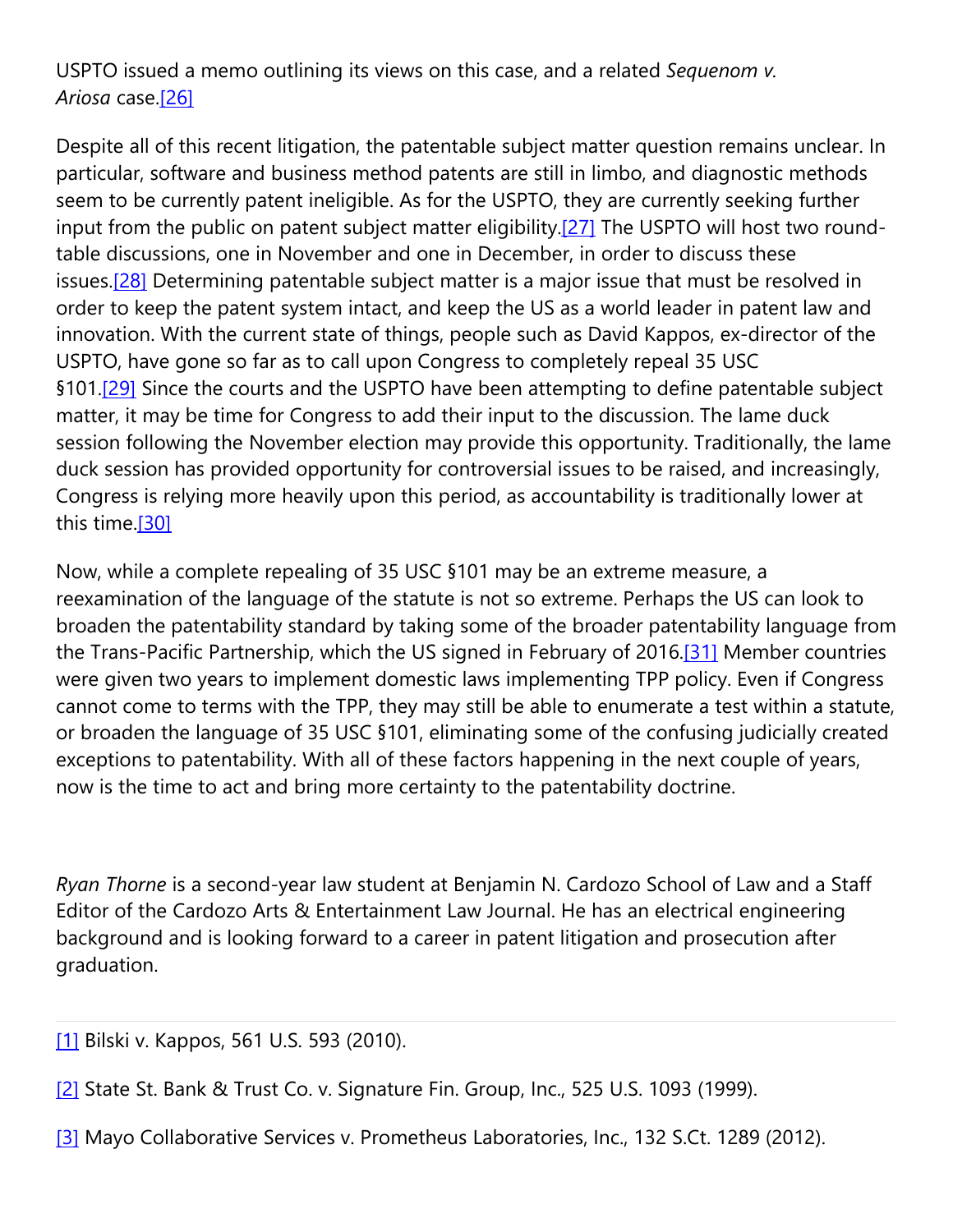USPTO issued a memo outlining its views on this case, and a related *Sequenom v. Ariosa* case.[26]

Despite all of this recent litigation, the patentable subject matter question remains unclear. In particular, software and business method patents are still in limbo, and diagnostic methods seem to be currently patent ineligible. As for the USPTO, they are currently seeking further input from the public on patent subject matter eligibility.[27] The USPTO will host two round-table discussions, one in November and one in December, in order to discuss these issues.[28] Determining patentable subject matter is a major issue that must be resolved in order to keep the patent system intact, and keep the US as a world leader in patent law and innovation. With the current state of things, people such as David Kappos, ex-director of the USPTO, have gone so far as to call upon Congress to completely repeal 35 USC §101.[29] Since the courts and the USPTO have been attempting to define patentable subject matter, it may be time for Congress to add their input to the discussion. The lame duck session following the November election may provide this opportunity. Traditionally, the lame duck session has provided opportunity for controversial issues to be raised, and increasingly, Congress is relying more heavily upon this period, as accountability is traditionally lower at this time.[30]

Now, while a complete repealing of 35 USC §101 may be an extreme measure, a reexamination of the language of the statute is not so extreme. Perhaps the US can look to broaden the patentability standard by taking some of the broader patentability language from the Trans-Pacific Partnership, which the US signed in February of 2016.[31] Member countries were given two years to implement domestic laws implementing TPP policy. Even if Congress cannot come to terms with the TPP, they may still be able to enumerate a test within a statute, or broaden the language of 35 USC §101, eliminating some of the confusing judicially created exceptions to patentability. With all of these factors happening in the next couple of years, now is the time to act and bring more certainty to the patentability doctrine.

*Ryan Thorne* is a second-year law student at Benjamin N. Cardozo School of Law and a Staff Editor of the Cardozo Arts & Entertainment Law Journal. He has an electrical engineering background and is looking forward to a career in patent litigation and prosecution after graduation.

---

[1] Bilski v. Kappos, 561 U.S. 593 (2010).

[2] State St. Bank & Trust Co. v. Signature Fin. Group, Inc., 525 U.S. 1093 (1999).

[3] Mayo Collaborative Services v. Prometheus Laboratories, Inc., 132 S.Ct. 1289 (2012).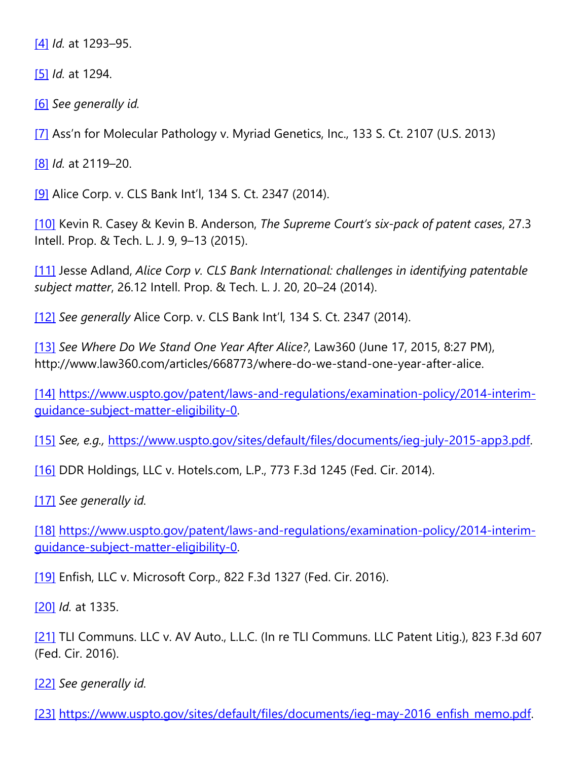[4] *Id.* at 1293–95.

[5] *Id.* at 1294.

[6] *See generally id.*

[7] Ass'n for Molecular Pathology v. Myriad Genetics, Inc., 133 S. Ct. 2107 (U.S. 2013)

[8] *Id.* at 2119–20.

[9] Alice Corp. v. CLS Bank Int'l, 134 S. Ct. 2347 (2014).

[10] Kevin R. Casey & Kevin B. Anderson, *The Supreme Court's six-pack of patent cases*, 27.3 Intell. Prop. & Tech. L. J. 9, 9–13 (2015).

[11] Jesse Adland, *Alice Corp v. CLS Bank International: challenges in identifying patentable subject matter*, 26.12 Intell. Prop. & Tech. L. J. 20, 20–24 (2014).

[12] *See generally* Alice Corp. v. CLS Bank Int'l, 134 S. Ct. 2347 (2014).

[13] *See Where Do We Stand One Year After Alice?*, Law360 (June 17, 2015, 8:27 PM), http://www.law360.com/articles/668773/where-do-we-stand-one-year-after-alice.

[14] https://www.uspto.gov/patent/laws-and-regulations/examination-policy/2014-interim-guidance-subject-matter-eligibility-0.

[15] *See, e.g.,* https://www.uspto.gov/sites/default/files/documents/ieg-july-2015-app3.pdf.

[16] DDR Holdings, LLC v. Hotels.com, L.P., 773 F.3d 1245 (Fed. Cir. 2014).

[17] *See generally id.*

[18] https://www.uspto.gov/patent/laws-and-regulations/examination-policy/2014-interim-guidance-subject-matter-eligibility-0.

[19] Enfish, LLC v. Microsoft Corp., 822 F.3d 1327 (Fed. Cir. 2016).

[20] *Id.* at 1335.

[21] TLI Communs. LLC v. AV Auto., L.L.C. (In re TLI Communs. LLC Patent Litig.), 823 F.3d 607 (Fed. Cir. 2016).

[22] *See generally id.*

[23] https://www.uspto.gov/sites/default/files/documents/ieg-may-2016_enfish_memo.pdf.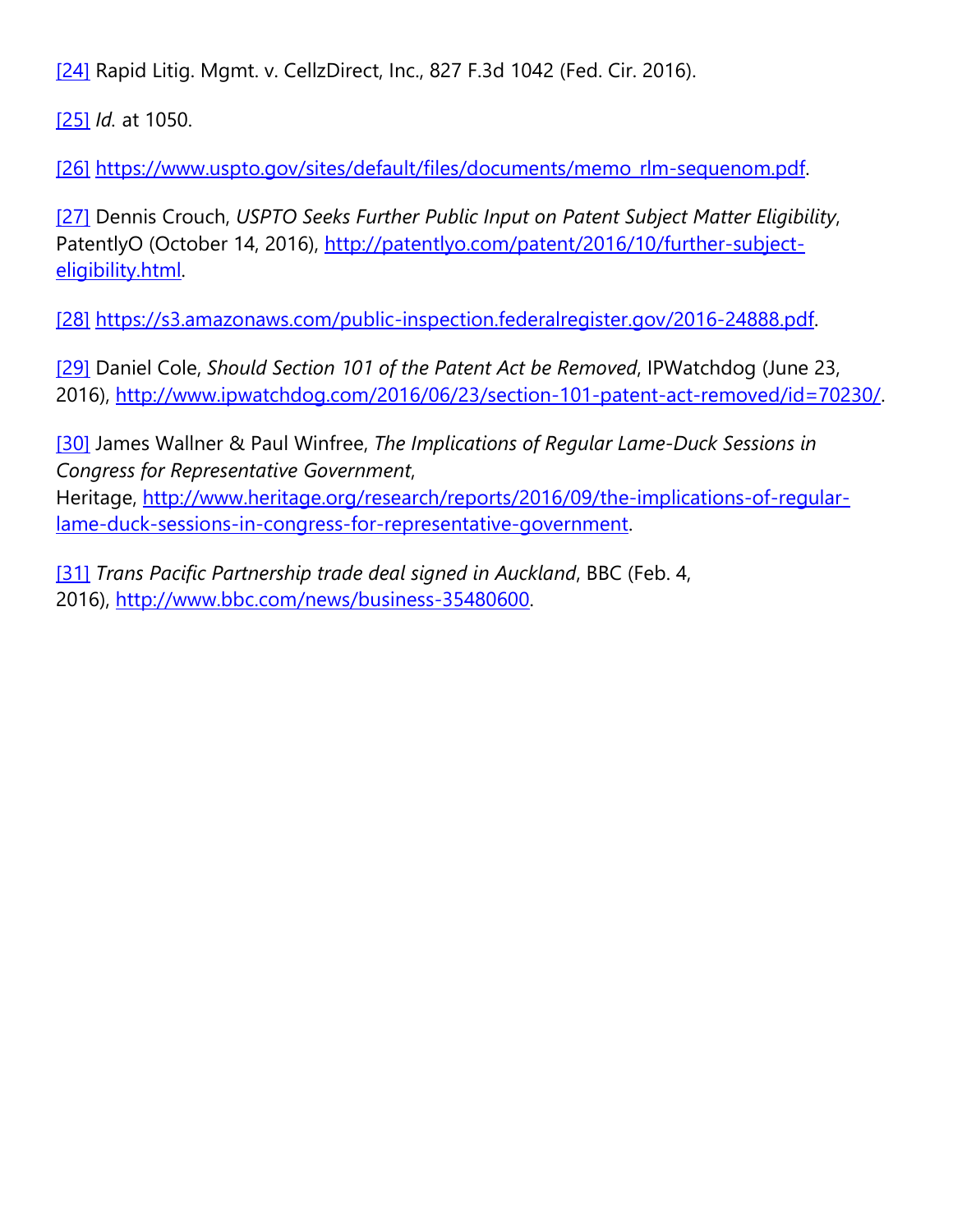[24] Rapid Litig. Mgmt. v. CellzDirect, Inc., 827 F.3d 1042 (Fed. Cir. 2016).

[25] *Id.* at 1050.

[26] https://www.uspto.gov/sites/default/files/documents/memo_rlm-sequenom.pdf.

[27] Dennis Crouch, *USPTO Seeks Further Public Input on Patent Subject Matter Eligibility*, PatentlyO (October 14, 2016), http://patentlyo.com/patent/2016/10/further-subject-eligibility.html.

[28] https://s3.amazonaws.com/public-inspection.federalregister.gov/2016-24888.pdf.

[29] Daniel Cole, *Should Section 101 of the Patent Act be Removed*, IPWatchdog (June 23, 2016), http://www.ipwatchdog.com/2016/06/23/section-101-patent-act-removed/id=70230/.

[30] James Wallner & Paul Winfree, *The Implications of Regular Lame-Duck Sessions in Congress for Representative Government*, Heritage, http://www.heritage.org/research/reports/2016/09/the-implications-of-regular-lame-duck-sessions-in-congress-for-representative-government.

[31] *Trans Pacific Partnership trade deal signed in Auckland*, BBC (Feb. 4, 2016), http://www.bbc.com/news/business-35480600.